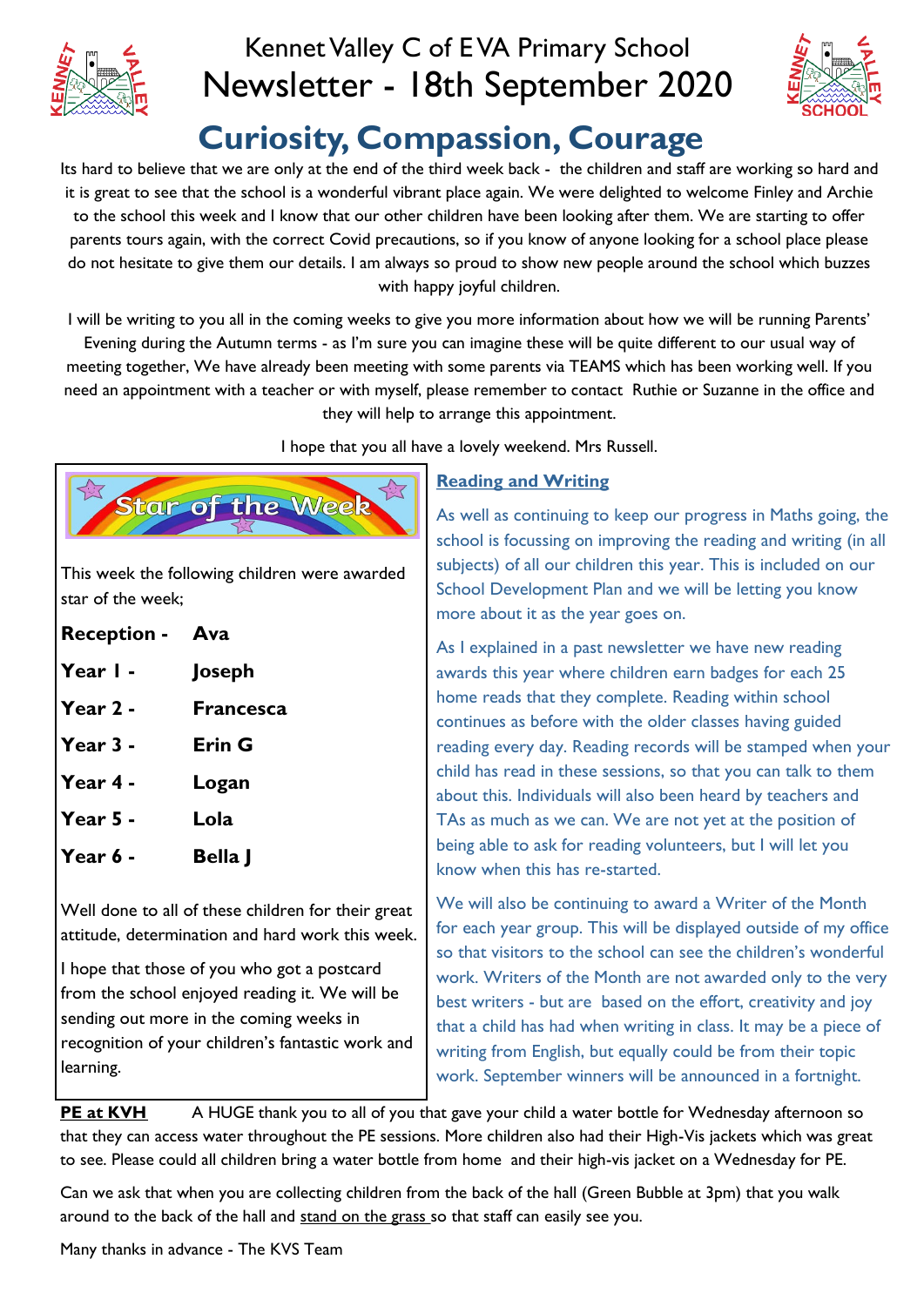# Kennet Valley C of E VA Primary School
# Newsletter - 18th September 2020

## Curiosity, Compassion, Courage

Its hard to believe that we are only at the end of the third week back - the children and staff are working so hard and it is great to see that the school is a wonderful vibrant place again. We were delighted to welcome Finley and Archie to the school this week and I know that our other children have been looking after them. We are starting to offer parents tours again, with the correct Covid precautions, so if you know of anyone looking for a school place please do not hesitate to give them our details. I am always so proud to show new people around the school which buzzes with happy joyful children.

I will be writing to you all in the coming weeks to give you more information about how we will be running Parents' Evening during the Autumn terms - as I'm sure you can imagine these will be quite different to our usual way of meeting together, We have already been meeting with some parents via TEAMS which has been working well. If you need an appointment with a teacher or with myself, please remember to contact Ruthie or Suzanne in the office and they will help to arrange this appointment.

I hope that you all have a lovely weekend. Mrs Russell.

### Star of the Week

This week the following children were awarded star of the week;

| | |
|---|---|
| **Reception -** | **Ava** |
| **Year 1 -** | **Joseph** |
| **Year 2 -** | **Francesca** |
| **Year 3 -** | **Erin G** |
| **Year 4 -** | **Logan** |
| **Year 5 -** | **Lola** |
| **Year 6 -** | **Bella J** |

Well done to all of these children for their great attitude, determination and hard work this week.

I hope that those of you who got a postcard from the school enjoyed reading it. We will be sending out more in the coming weeks in recognition of your children's fantastic work and learning.

### Reading and Writing

As well as continuing to keep our progress in Maths going, the school is focussing on improving the reading and writing (in all subjects) of all our children this year. This is included on our School Development Plan and we will be letting you know more about it as the year goes on.

As I explained in a past newsletter we have new reading awards this year where children earn badges for each 25 home reads that they complete. Reading within school continues as before with the older classes having guided reading every day. Reading records will be stamped when your child has read in these sessions, so that you can talk to them about this. Individuals will also been heard by teachers and TAs as much as we can. We are not yet at the position of being able to ask for reading volunteers, but I will let you know when this has re-started.

We will also be continuing to award a Writer of the Month for each year group. This will be displayed outside of my office so that visitors to the school can see the children's wonderful work. Writers of the Month are not awarded only to the very best writers - but are based on the effort, creativity and joy that a child has had when writing in class. It may be a piece of writing from English, but equally could be from their topic work. September winners will be announced in a fortnight.

**PE at KVH** A HUGE thank you to all of you that gave your child a water bottle for Wednesday afternoon so that they can access water throughout the PE sessions. More children also had their High-Vis jackets which was great to see. Please could all children bring a water bottle from home and their high-vis jacket on a Wednesday for PE.

Can we ask that when you are collecting children from the back of the hall (Green Bubble at 3pm) that you walk around to the back of the hall and stand on the grass so that staff can easily see you.

Many thanks in advance - The KVS Team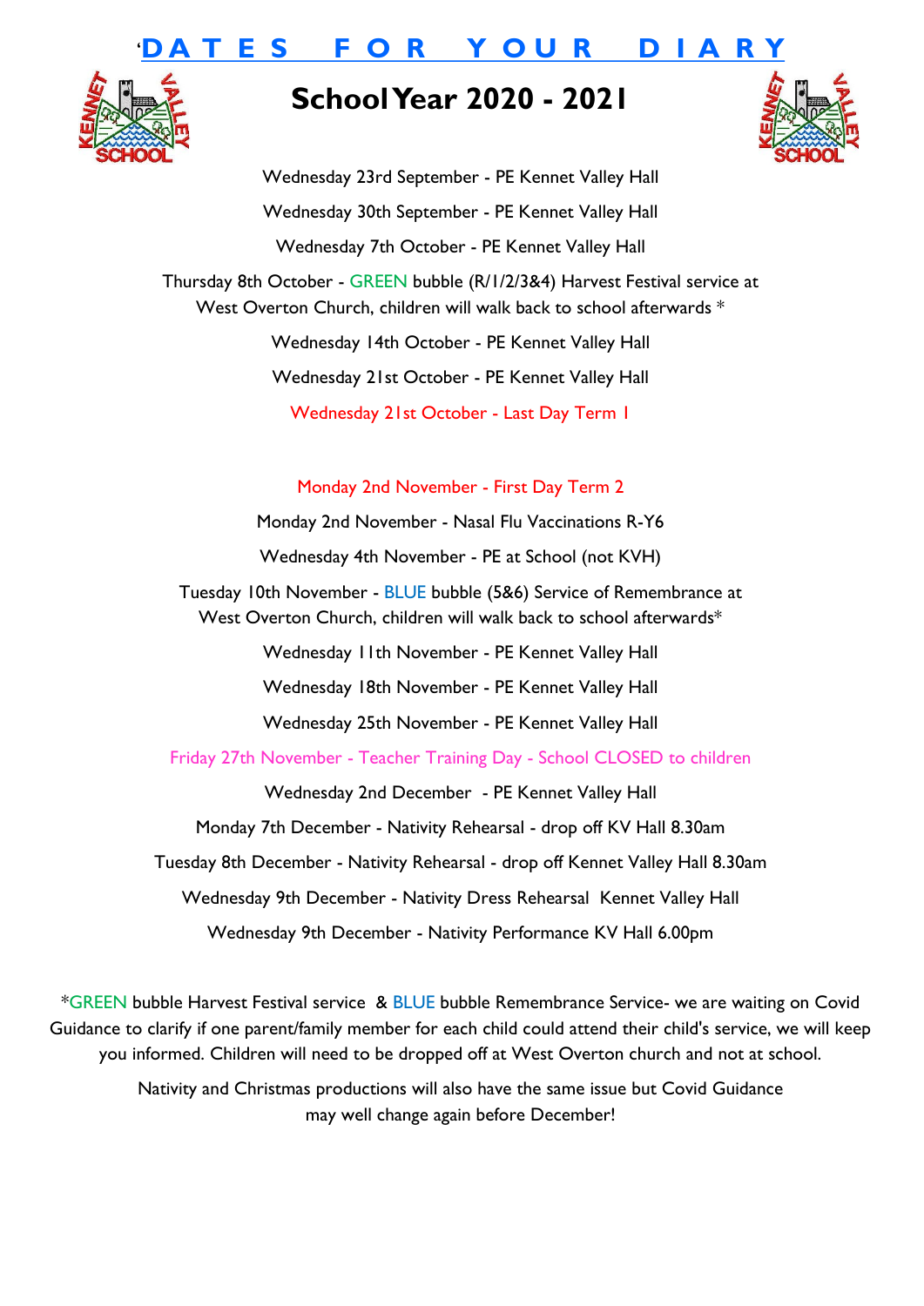# 'DATES FOR YOUR DIARY

## School Year 2020 - 2021

Wednesday 23rd September - PE Kennet Valley Hall

Wednesday 30th September - PE Kennet Valley Hall

Wednesday 7th October - PE Kennet Valley Hall

Thursday 8th October - GREEN bubble (R/1/2/3&4) Harvest Festival service at West Overton Church, children will walk back to school afterwards *

Wednesday 14th October - PE Kennet Valley Hall

Wednesday 21st October - PE Kennet Valley Hall

Wednesday 21st October - Last Day Term 1

Monday 2nd November - First Day Term 2

Monday 2nd November - Nasal Flu Vaccinations R-Y6

Wednesday 4th November - PE at School (not KVH)

Tuesday 10th November - BLUE bubble (5&6) Service of Remembrance at West Overton Church, children will walk back to school afterwards*

Wednesday 11th November - PE Kennet Valley Hall

Wednesday 18th November - PE Kennet Valley Hall

Wednesday 25th November - PE Kennet Valley Hall

Friday 27th November - Teacher Training Day - School CLOSED to children

Wednesday 2nd December - PE Kennet Valley Hall

Monday 7th December - Nativity Rehearsal - drop off KV Hall 8.30am

Tuesday 8th December - Nativity Rehearsal - drop off Kennet Valley Hall 8.30am

Wednesday 9th December - Nativity Dress Rehearsal Kennet Valley Hall

Wednesday 9th December - Nativity Performance KV Hall 6.00pm

*GREEN bubble Harvest Festival service & BLUE bubble Remembrance Service- we are waiting on Covid Guidance to clarify if one parent/family member for each child could attend their child's service, we will keep you informed. Children will need to be dropped off at West Overton church and not at school.

Nativity and Christmas productions will also have the same issue but Covid Guidance may well change again before December!